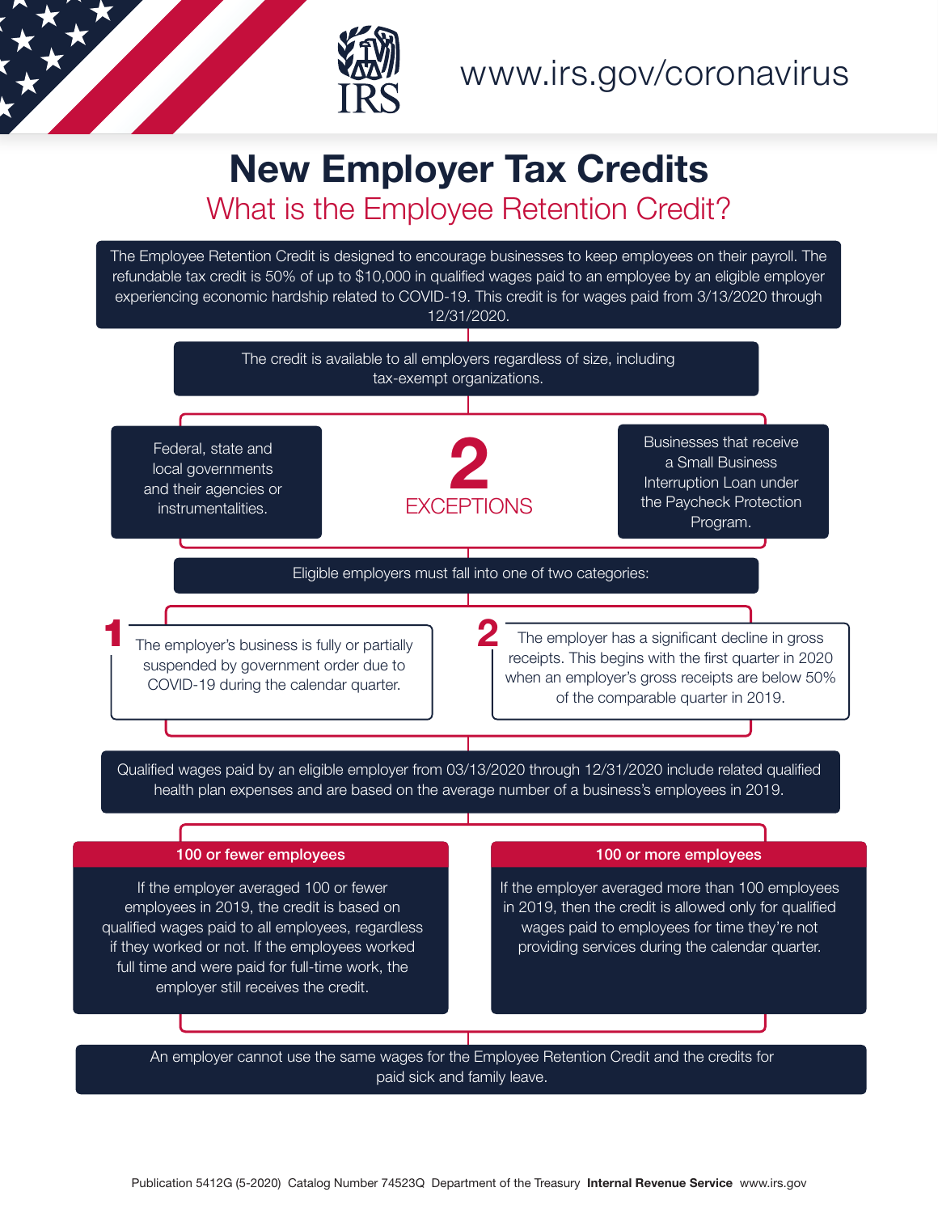www.irs.gov/coronavirus

# New Employer Tax Credits

## What is the Employee Retention Credit?

The Employee Retention Credit is designed to encourage businesses to keep employees on their payroll. The refundable tax credit is 50% of up to $10,000 in qualified wages paid to an employee by an eligible employer experiencing economic hardship related to COVID-19. This credit is for wages paid from 3/13/2020 through 12/31/2020.

The credit is available to all employers regardless of size, including tax-exempt organizations.

### 2 EXCEPTIONS

- Federal, state and local governments and their agencies or instrumentalities.
- Businesses that receive a Small Business Interruption Loan under the Paycheck Protection Program.

Eligible employers must fall into one of two categories:

1. The employer's business is fully or partially suspended by government order due to COVID-19 during the calendar quarter.
2. The employer has a significant decline in gross receipts. This begins with the first quarter in 2020 when an employer's gross receipts are below 50% of the comparable quarter in 2019.

Qualified wages paid by an eligible employer from 03/13/2020 through 12/31/2020 include related qualified health plan expenses and are based on the average number of a business's employees in 2019.

**100 or fewer employees**

If the employer averaged 100 or fewer employees in 2019, the credit is based on qualified wages paid to all employees, regardless if they worked or not. If the employees worked full time and were paid for full-time work, the employer still receives the credit.

**100 or more employees**

If the employer averaged more than 100 employees in 2019, then the credit is allowed only for qualified wages paid to employees for time they're not providing services during the calendar quarter.

An employer cannot use the same wages for the Employee Retention Credit and the credits for paid sick and family leave.

Publication 5412G (5-2020) Catalog Number 74523Q Department of the Treasury **Internal Revenue Service** www.irs.gov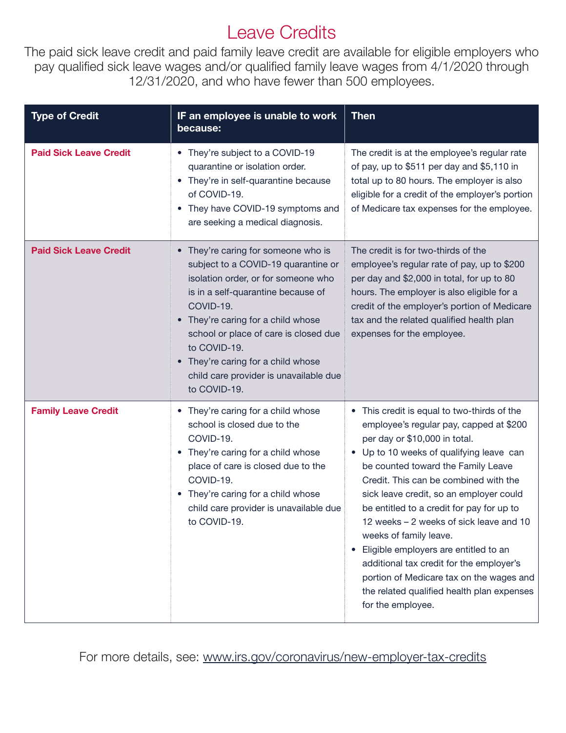# Leave Credits

The paid sick leave credit and paid family leave credit are available for eligible employers who pay qualified sick leave wages and/or qualified family leave wages from 4/1/2020 through 12/31/2020, and who have fewer than 500 employees.

| Type of Credit | IF an employee is unable to work because: | Then |
|---|---|---|
| **Paid Sick Leave Credit** | • They're subject to a COVID-19 quarantine or isolation order.<br>• They're in self-quarantine because of COVID-19.<br>• They have COVID-19 symptoms and are seeking a medical diagnosis. | The credit is at the employee's regular rate of pay, up to $511 per day and $5,110 in total up to 80 hours. The employer is also eligible for a credit of the employer's portion of Medicare tax expenses for the employee. |
| **Paid Sick Leave Credit** | • They're caring for someone who is subject to a COVID-19 quarantine or isolation order, or for someone who is in a self-quarantine because of COVID-19.<br>• They're caring for a child whose school or place of care is closed due to COVID-19.<br>• They're caring for a child whose child care provider is unavailable due to COVID-19. | The credit is for two-thirds of the employee's regular rate of pay, up to $200 per day and $2,000 in total, for up to 80 hours. The employer is also eligible for a credit of the employer's portion of Medicare tax and the related qualified health plan expenses for the employee. |
| **Family Leave Credit** | • They're caring for a child whose school is closed due to the COVID-19.<br>• They're caring for a child whose place of care is closed due to the COVID-19.<br>• They're caring for a child whose child care provider is unavailable due to COVID-19. | • This credit is equal to two-thirds of the employee's regular pay, capped at $200 per day or $10,000 in total.<br>• Up to 10 weeks of qualifying leave can be counted toward the Family Leave Credit. This can be combined with the sick leave credit, so an employer could be entitled to a credit for pay for up to 12 weeks – 2 weeks of sick leave and 10 weeks of family leave.<br>• Eligible employers are entitled to an additional tax credit for the employer's portion of Medicare tax on the wages and the related qualified health plan expenses for the employee. |

For more details, see: [www.irs.gov/coronavirus/new-employer-tax-credits](http://www.irs.gov/coronavirus/new-employer-tax-credits)